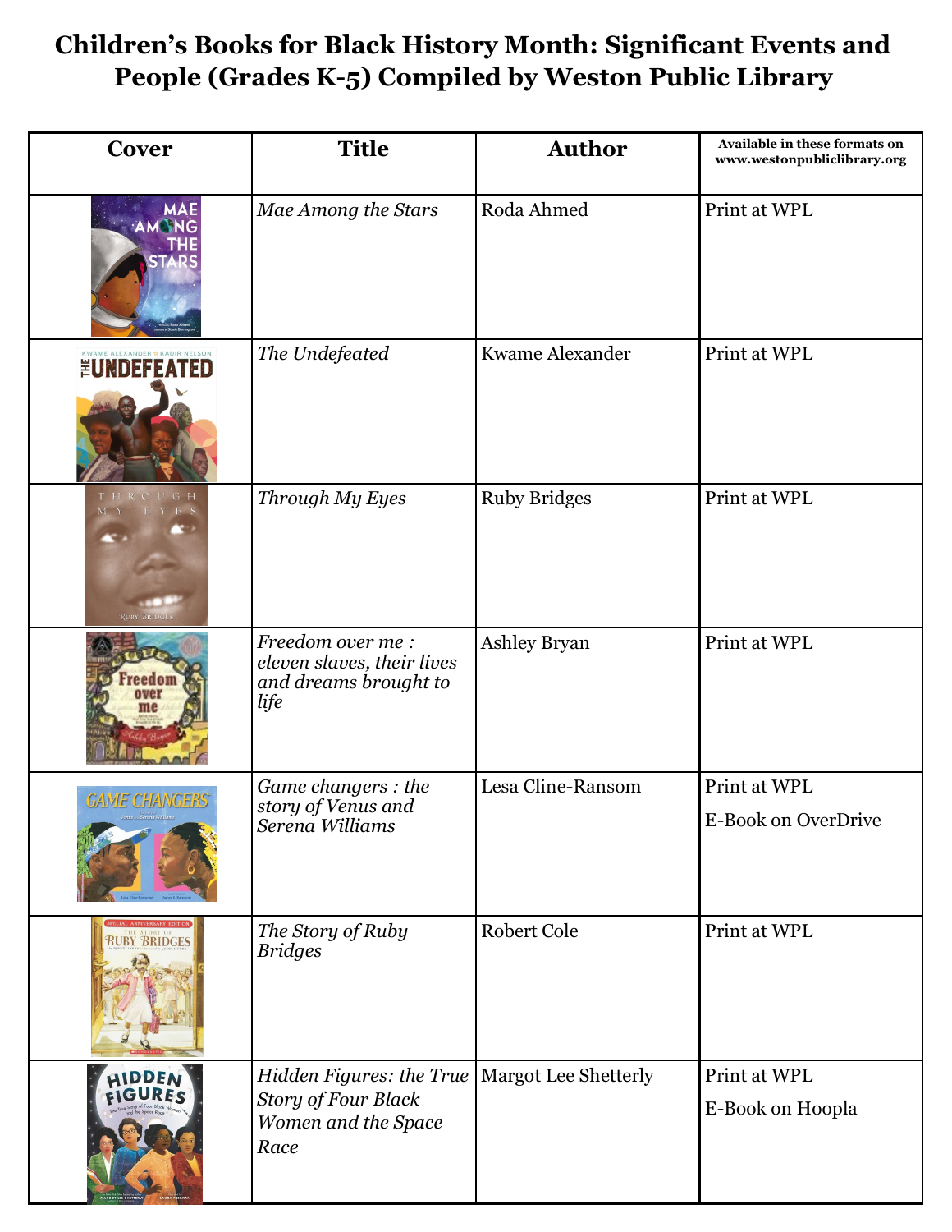# Children's Books for Black History Month: Significant Events and People (Grades K-5) Compiled by Weston Public Library

| Cover | Title | Author | Available in these formats on www.westonpubliclibrary.org |
|---|---|---|---|
| | *Mae Among the Stars* | Roda Ahmed | Print at WPL |
| | *The Undefeated* | Kwame Alexander | Print at WPL |
| | *Through My Eyes* | Ruby Bridges | Print at WPL |
| | *Freedom over me : eleven slaves, their lives and dreams brought to life* | Ashley Bryan | Print at WPL |
| | *Game changers : the story of Venus and Serena Williams* | Lesa Cline-Ransom | Print at WPL<br>E-Book on OverDrive |
| | *The Story of Ruby Bridges* | Robert Cole | Print at WPL |
| | *Hidden Figures: the True Story of Four Black Women and the Space Race* | Margot Lee Shetterly | Print at WPL<br>E-Book on Hoopla |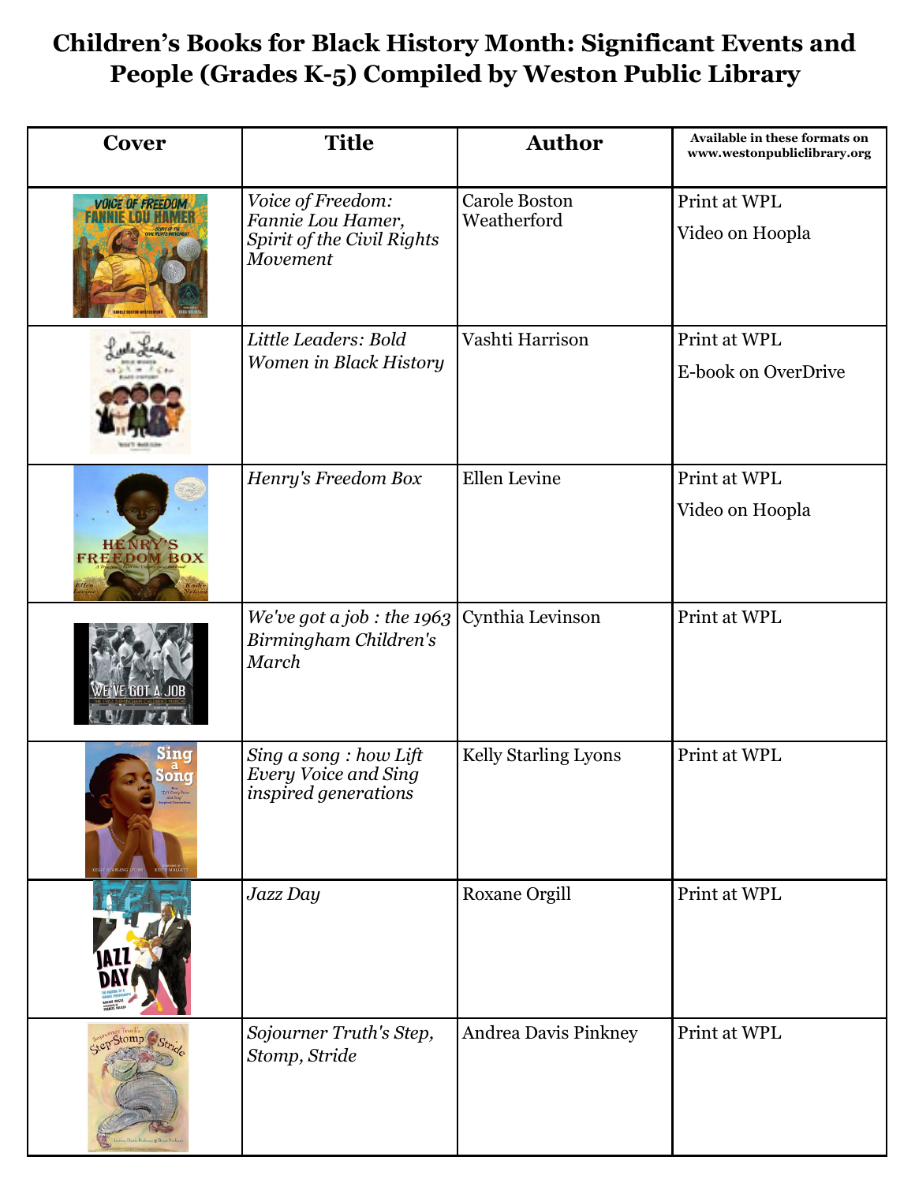# Children's Books for Black History Month: Significant Events and People (Grades K-5) Compiled by Weston Public Library

| Cover | Title | Author | Available in these formats on www.westonpubliclibrary.org |
|---|---|---|---|
| | *Voice of Freedom: Fannie Lou Hamer, Spirit of the Civil Rights Movement* | Carole Boston Weatherford | Print at WPL<br>Video on Hoopla |
| | *Little Leaders: Bold Women in Black History* | Vashti Harrison | Print at WPL<br>E-book on OverDrive |
| | *Henry's Freedom Box* | Ellen Levine | Print at WPL<br>Video on Hoopla |
| | *We've got a job : the 1963 Birmingham Children's March* | Cynthia Levinson | Print at WPL |
| | *Sing a song : how Lift Every Voice and Sing inspired generations* | Kelly Starling Lyons | Print at WPL |
| | *Jazz Day* | Roxane Orgill | Print at WPL |
| | *Sojourner Truth's Step, Stomp, Stride* | Andrea Davis Pinkney | Print at WPL |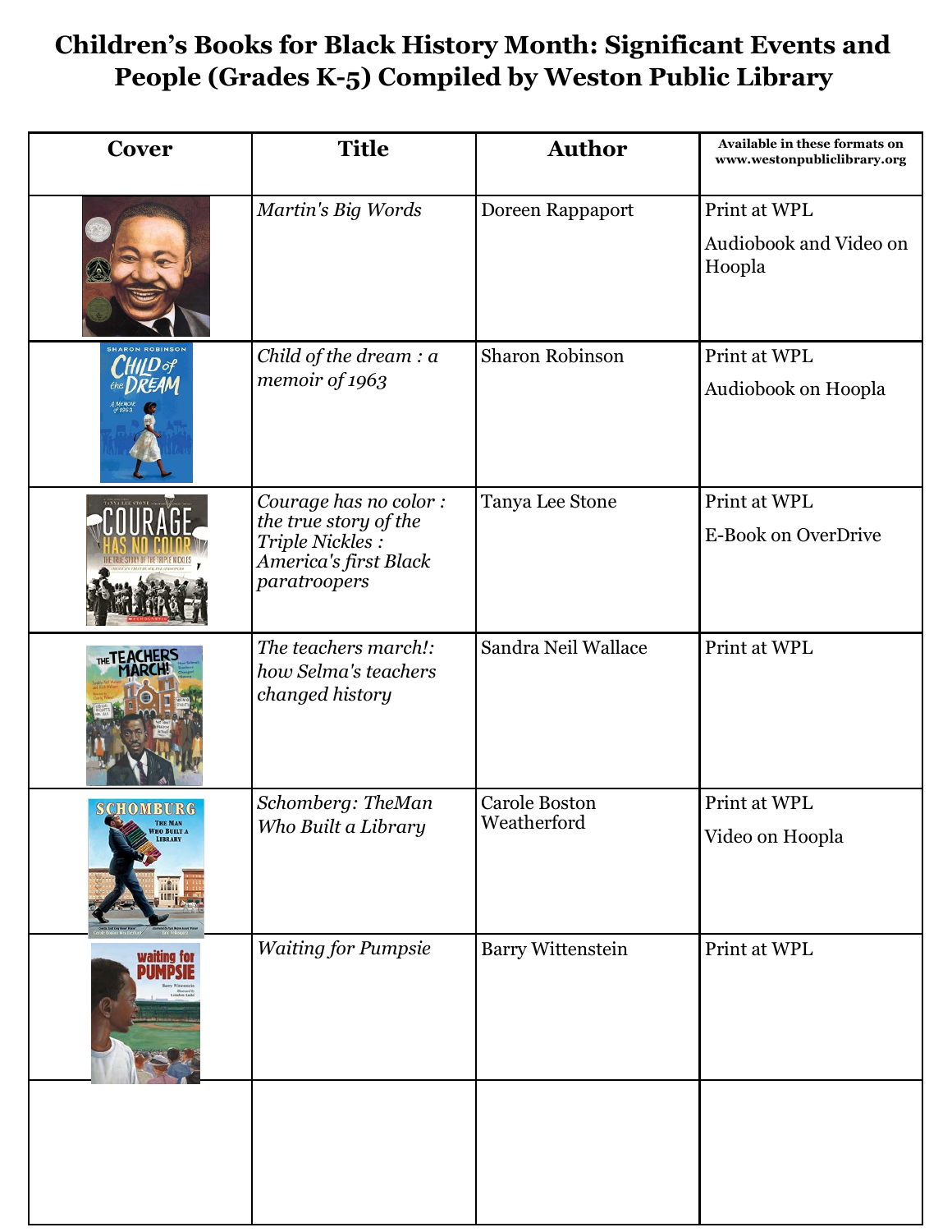# Children's Books for Black History Month: Significant Events and People (Grades K-5) Compiled by Weston Public Library

| Cover | Title | Author | Available in these formats on www.westonpubliclibrary.org |
|---|---|---|---|
| | *Martin's Big Words* | Doreen Rappaport | Print at WPL<br>Audiobook and Video on Hoopla |
| | *Child of the dream : a memoir of 1963* | Sharon Robinson | Print at WPL<br>Audiobook on Hoopla |
| | *Courage has no color : the true story of the Triple Nickles : America's first Black paratroopers* | Tanya Lee Stone | Print at WPL<br>E-Book on OverDrive |
| | *The teachers march!: how Selma's teachers changed history* | Sandra Neil Wallace | Print at WPL |
| | *Schomberg: TheMan Who Built a Library* | Carole Boston Weatherford | Print at WPL<br>Video on Hoopla |
| | *Waiting for Pumpsie* | Barry Wittenstein | Print at WPL |
| | | | |